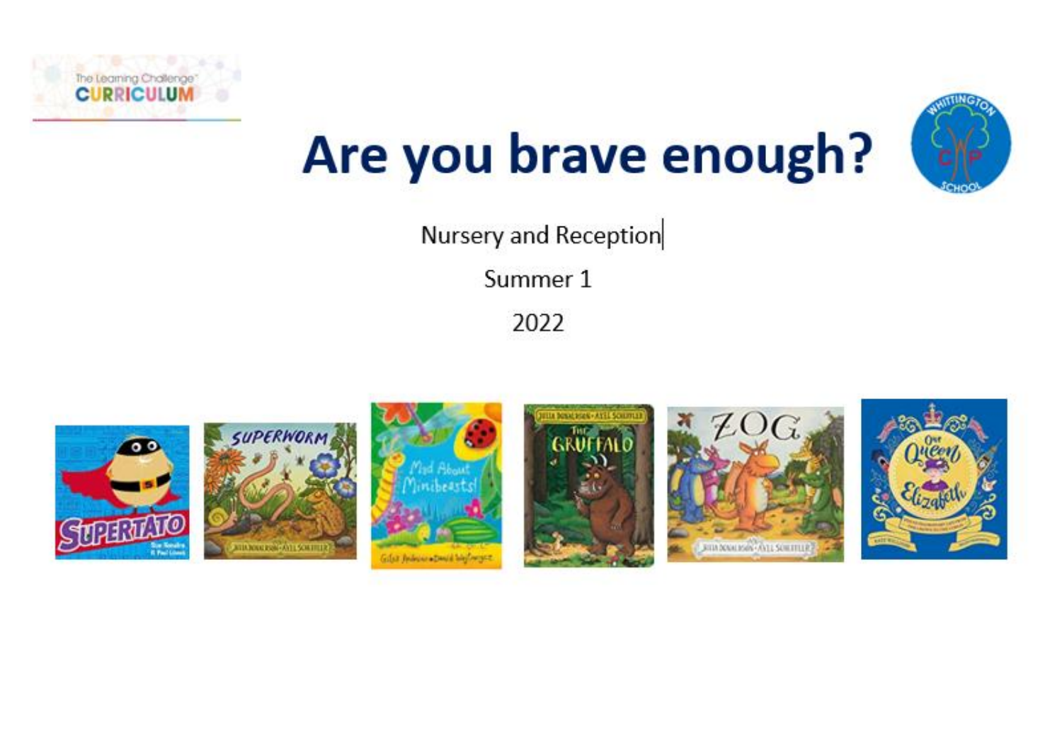# Are you brave enough?

Nursery and Reception

Summer 1

2022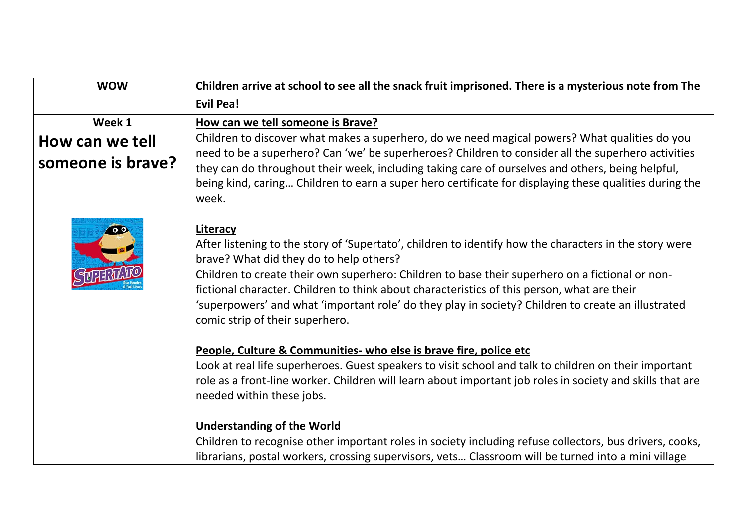| WOW | Children arrive at school to see all the snack fruit imprisoned. There is a mysterious note from The Evil Pea! |
|---|---|
| **Week 1**<br>**How can we tell someone is brave?** | **<u>How can we tell someone is Brave?</u>**<br>Children to discover what makes a superhero, do we need magical powers? What qualities do you need to be a superhero? Can 'we' be superheroes? Children to consider all the superhero activities they can do throughout their week, including taking care of ourselves and others, being helpful, being kind, caring… Children to earn a super hero certificate for displaying these qualities during the week.<br><br>**<u>Literacy</u>**<br>After listening to the story of 'Supertato', children to identify how the characters in the story were brave? What did they do to help others?<br>Children to create their own superhero: Children to base their superhero on a fictional or non-fictional character. Children to think about characteristics of this person, what are their 'superpowers' and what 'important role' do they play in society? Children to create an illustrated comic strip of their superhero.<br><br>**<u>People, Culture & Communities- who else is brave fire, police etc</u>**<br>Look at real life superheroes. Guest speakers to visit school and talk to children on their important role as a front-line worker. Children will learn about important job roles in society and skills that are needed within these jobs.<br><br>**<u>Understanding of the World</u>**<br>Children to recognise other important roles in society including refuse collectors, bus drivers, cooks, librarians, postal workers, crossing supervisors, vets… Classroom will be turned into a mini village |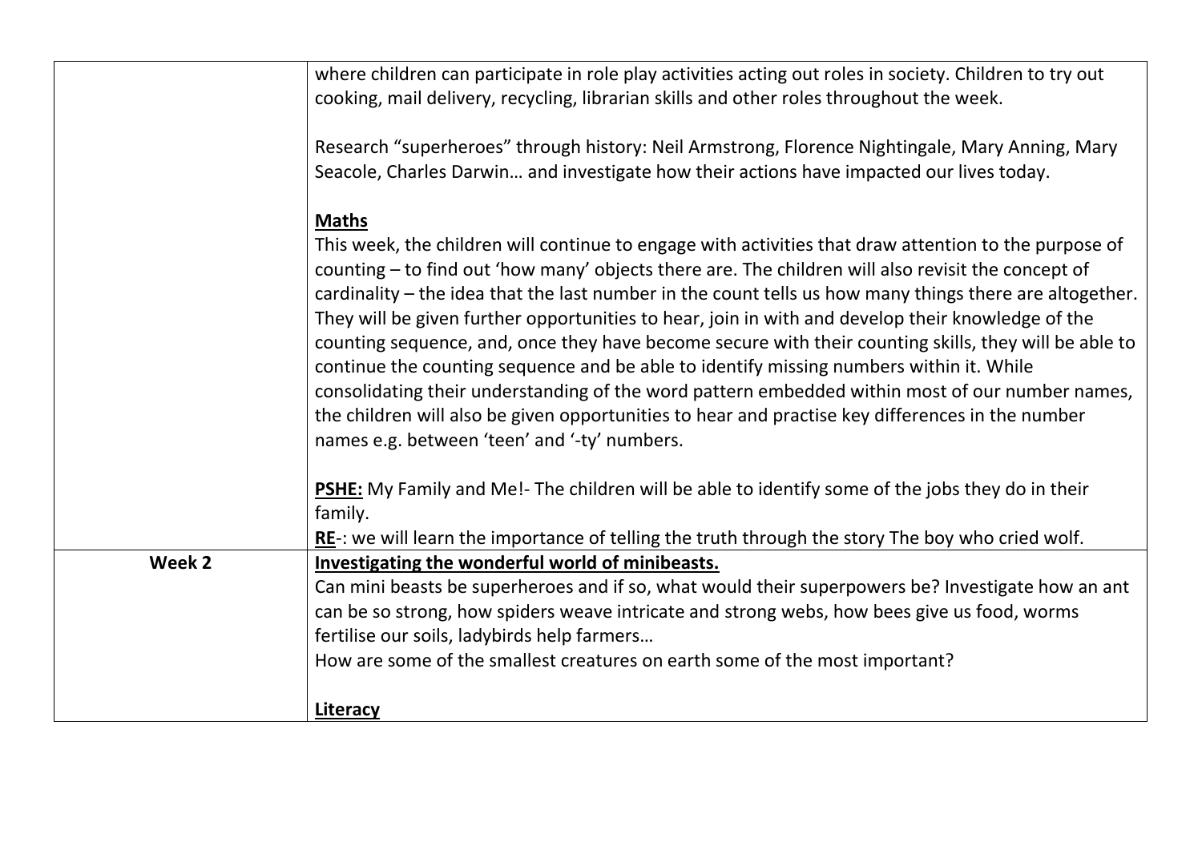| | |
|---|---|
| | where children can participate in role play activities acting out roles in society. Children to try out cooking, mail delivery, recycling, librarian skills and other roles throughout the week.<br><br>Research "superheroes" through history: Neil Armstrong, Florence Nightingale, Mary Anning, Mary Seacole, Charles Darwin… and investigate how their actions have impacted our lives today.<br><br>**Maths**<br>This week, the children will continue to engage with activities that draw attention to the purpose of counting – to find out 'how many' objects there are. The children will also revisit the concept of cardinality – the idea that the last number in the count tells us how many things there are altogether. They will be given further opportunities to hear, join in with and develop their knowledge of the counting sequence, and, once they have become secure with their counting skills, they will be able to continue the counting sequence and be able to identify missing numbers within it. While consolidating their understanding of the word pattern embedded within most of our number names, the children will also be given opportunities to hear and practise key differences in the number names e.g. between 'teen' and '-ty' numbers.<br><br>**PSHE:** My Family and Me!- The children will be able to identify some of the jobs they do in their family.<br>**RE**-: we will learn the importance of telling the truth through the story The boy who cried wolf. |
| **Week 2** | **Investigating the wonderful world of minibeasts.**<br>Can mini beasts be superheroes and if so, what would their superpowers be? Investigate how an ant can be so strong, how spiders weave intricate and strong webs, how bees give us food, worms fertilise our soils, ladybirds help farmers…<br>How are some of the smallest creatures on earth some of the most important?<br><br>**Literacy** |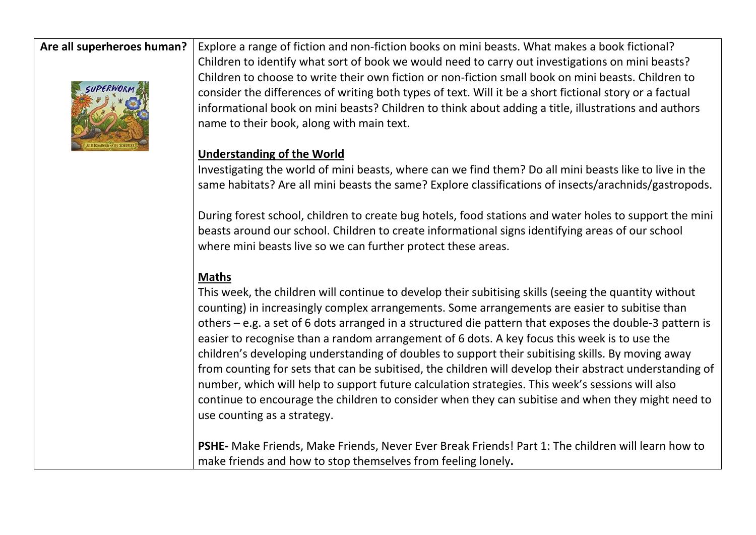| Are all superheroes human? | Explore a range of fiction and non-fiction books on mini beasts. What makes a book fictional? Children to identify what sort of book we would need to carry out investigations on mini beasts? Children to choose to write their own fiction or non-fiction small book on mini beasts. Children to consider the differences of writing both types of text. Will it be a short fictional story or a factual informational book on mini beasts? Children to think about adding a title, illustrations and authors name to their book, along with main text.<br><br>**Understanding of the World**<br>Investigating the world of mini beasts, where can we find them? Do all mini beasts like to live in the same habitats? Are all mini beasts the same? Explore classifications of insects/arachnids/gastropods.<br><br>During forest school, children to create bug hotels, food stations and water holes to support the mini beasts around our school. Children to create informational signs identifying areas of our school where mini beasts live so we can further protect these areas.<br><br>**Maths**<br>This week, the children will continue to develop their subitising skills (seeing the quantity without counting) in increasingly complex arrangements. Some arrangements are easier to subitise than others – e.g. a set of 6 dots arranged in a structured die pattern that exposes the double-3 pattern is easier to recognise than a random arrangement of 6 dots. A key focus this week is to use the children's developing understanding of doubles to support their subitising skills. By moving away from counting for sets that can be subitised, the children will develop their abstract understanding of number, which will help to support future calculation strategies. This week's sessions will also continue to encourage the children to consider when they can subitise and when they might need to use counting as a strategy.<br><br>**PSHE-** Make Friends, Make Friends, Never Ever Break Friends! Part 1: The children will learn how to make friends and how to stop themselves from feeling lonely. |
|---|---|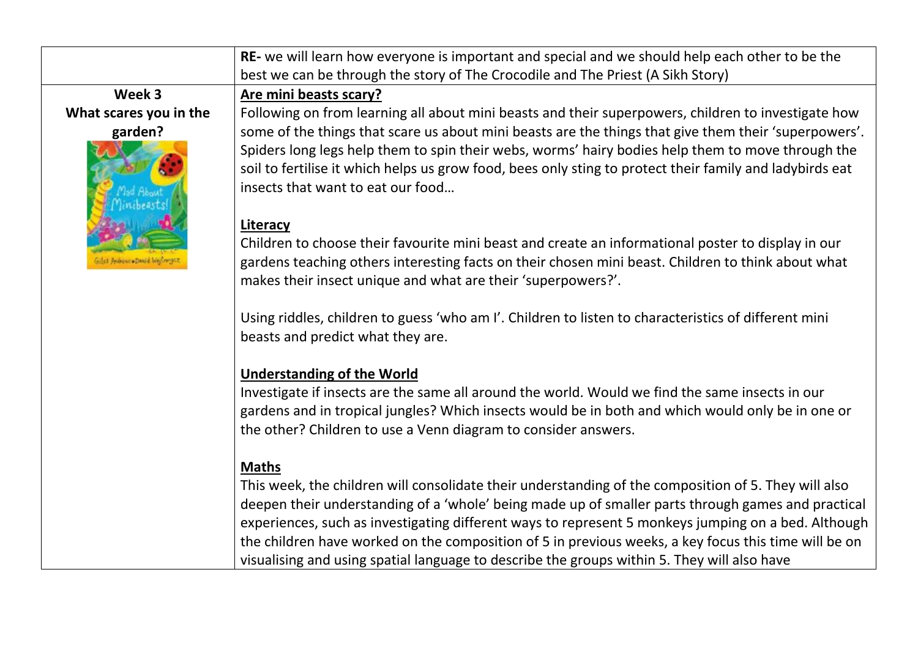| | |
|---|---|
| | **RE-** we will learn how everyone is important and special and we should help each other to be the best we can be through the story of The Crocodile and The Priest (A Sikh Story) |
| **Week 3**<br>**What scares you in the garden?** | **<u>Are mini beasts scary?</u>**<br>Following on from learning all about mini beasts and their superpowers, children to investigate how some of the things that scare us about mini beasts are the things that give them their 'superpowers'. Spiders long legs help them to spin their webs, worms' hairy bodies help them to move through the soil to fertilise it which helps us grow food, bees only sting to protect their family and ladybirds eat insects that want to eat our food…<br><br>**<u>Literacy</u>**<br>Children to choose their favourite mini beast and create an informational poster to display in our gardens teaching others interesting facts on their chosen mini beast. Children to think about what makes their insect unique and what are their 'superpowers?'.<br><br>Using riddles, children to guess 'who am I'. Children to listen to characteristics of different mini beasts and predict what they are.<br><br>**<u>Understanding of the World</u>**<br>Investigate if insects are the same all around the world. Would we find the same insects in our gardens and in tropical jungles? Which insects would be in both and which would only be in one or the other? Children to use a Venn diagram to consider answers.<br><br>**<u>Maths</u>**<br>This week, the children will consolidate their understanding of the composition of 5. They will also deepen their understanding of a 'whole' being made up of smaller parts through games and practical experiences, such as investigating different ways to represent 5 monkeys jumping on a bed. Although the children have worked on the composition of 5 in previous weeks, a key focus this time will be on visualising and using spatial language to describe the groups within 5. They will also have |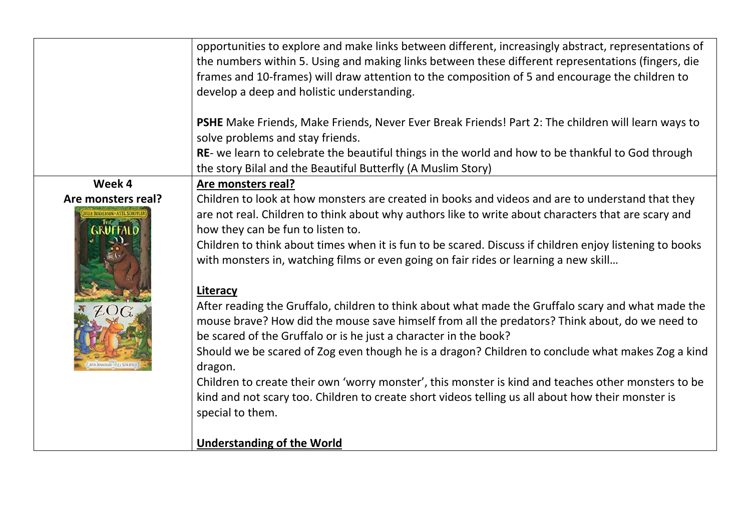| | |
|---|---|
| | opportunities to explore and make links between different, increasingly abstract, representations of the numbers within 5. Using and making links between these different representations (fingers, die frames and 10-frames) will draw attention to the composition of 5 and encourage the children to develop a deep and holistic understanding.<br><br>**PSHE** Make Friends, Make Friends, Never Ever Break Friends! Part 2: The children will learn ways to solve problems and stay friends.<br>**RE**- we learn to celebrate the beautiful things in the world and how to be thankful to God through the story Bilal and the Beautiful Butterfly (A Muslim Story) |
| **Week 4**<br>**Are monsters real?** | **Are monsters real?**<br>Children to look at how monsters are created in books and videos and are to understand that they are not real. Children to think about why authors like to write about characters that are scary and how they can be fun to listen to.<br>Children to think about times when it is fun to be scared. Discuss if children enjoy listening to books with monsters in, watching films or even going on fair rides or learning a new skill…<br><br>**Literacy**<br>After reading the Gruffalo, children to think about what made the Gruffalo scary and what made the mouse brave? How did the mouse save himself from all the predators? Think about, do we need to be scared of the Gruffalo or is he just a character in the book?<br>Should we be scared of Zog even though he is a dragon? Children to conclude what makes Zog a kind dragon.<br>Children to create their own 'worry monster', this monster is kind and teaches other monsters to be kind and not scary too. Children to create short videos telling us all about how their monster is special to them.<br><br>**Understanding of the World** |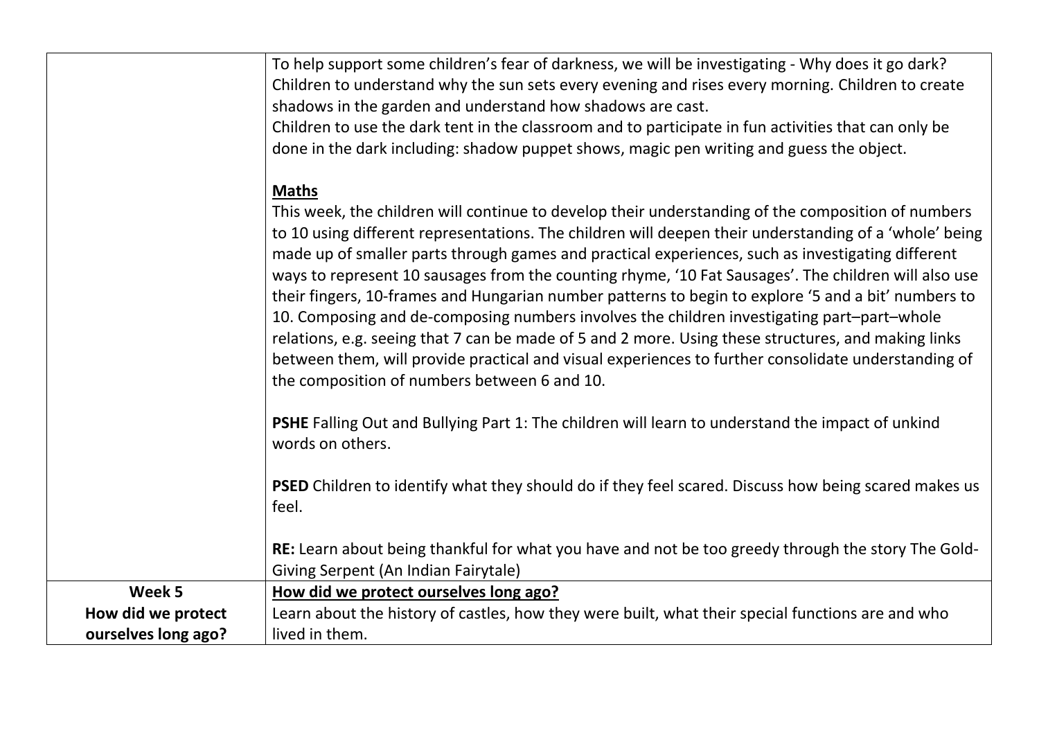| | |
|---|---|
| | To help support some children's fear of darkness, we will be investigating - Why does it go dark? Children to understand why the sun sets every evening and rises every morning. Children to create shadows in the garden and understand how shadows are cast.<br>Children to use the dark tent in the classroom and to participate in fun activities that can only be done in the dark including: shadow puppet shows, magic pen writing and guess the object.<br><br>**<u>Maths</u>**<br>This week, the children will continue to develop their understanding of the composition of numbers to 10 using different representations. The children will deepen their understanding of a 'whole' being made up of smaller parts through games and practical experiences, such as investigating different ways to represent 10 sausages from the counting rhyme, '10 Fat Sausages'. The children will also use their fingers, 10-frames and Hungarian number patterns to begin to explore '5 and a bit' numbers to 10. Composing and de-composing numbers involves the children investigating part–part–whole relations, e.g. seeing that 7 can be made of 5 and 2 more. Using these structures, and making links between them, will provide practical and visual experiences to further consolidate understanding of the composition of numbers between 6 and 10.<br><br>**PSHE** Falling Out and Bullying Part 1: The children will learn to understand the impact of unkind words on others.<br><br>**PSED** Children to identify what they should do if they feel scared. Discuss how being scared makes us feel.<br><br>**RE:** Learn about being thankful for what you have and not be too greedy through the story The Gold-Giving Serpent (An Indian Fairytale) |
| **Week 5**<br>**How did we protect ourselves long ago?** | **<u>How did we protect ourselves long ago?</u>**<br>Learn about the history of castles, how they were built, what their special functions are and who lived in them. |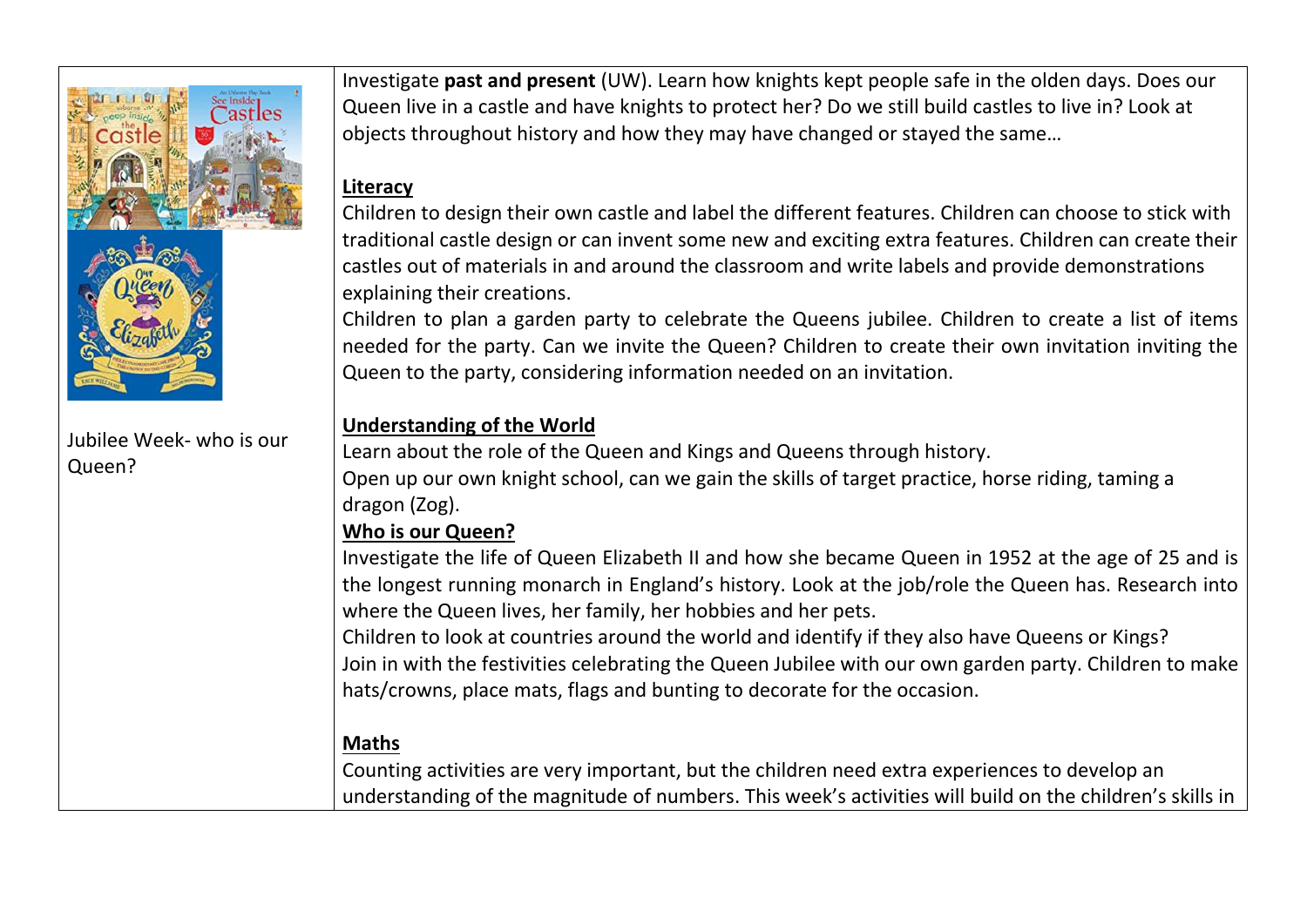| | |
|---|---|
| Jubilee Week- who is our Queen? | Investigate **past and present** (UW). Learn how knights kept people safe in the olden days. Does our Queen live in a castle and have knights to protect her? Do we still build castles to live in? Look at objects throughout history and how they may have changed or stayed the same…<br><br>**Literacy**<br>Children to design their own castle and label the different features. Children can choose to stick with traditional castle design or can invent some new and exciting extra features. Children can create their castles out of materials in and around the classroom and write labels and provide demonstrations explaining their creations.<br>Children to plan a garden party to celebrate the Queens jubilee. Children to create a list of items needed for the party. Can we invite the Queen? Children to create their own invitation inviting the Queen to the party, considering information needed on an invitation.<br><br>**Understanding of the World**<br>Learn about the role of the Queen and Kings and Queens through history.<br>Open up our own knight school, can we gain the skills of target practice, horse riding, taming a dragon (Zog).<br>**Who is our Queen?**<br>Investigate the life of Queen Elizabeth II and how she became Queen in 1952 at the age of 25 and is the longest running monarch in England's history. Look at the job/role the Queen has. Research into where the Queen lives, her family, her hobbies and her pets.<br>Children to look at countries around the world and identify if they also have Queens or Kings?<br>Join in with the festivities celebrating the Queen Jubilee with our own garden party. Children to make hats/crowns, place mats, flags and bunting to decorate for the occasion.<br><br>**Maths**<br>Counting activities are very important, but the children need extra experiences to develop an understanding of the magnitude of numbers. This week's activities will build on the children's skills in |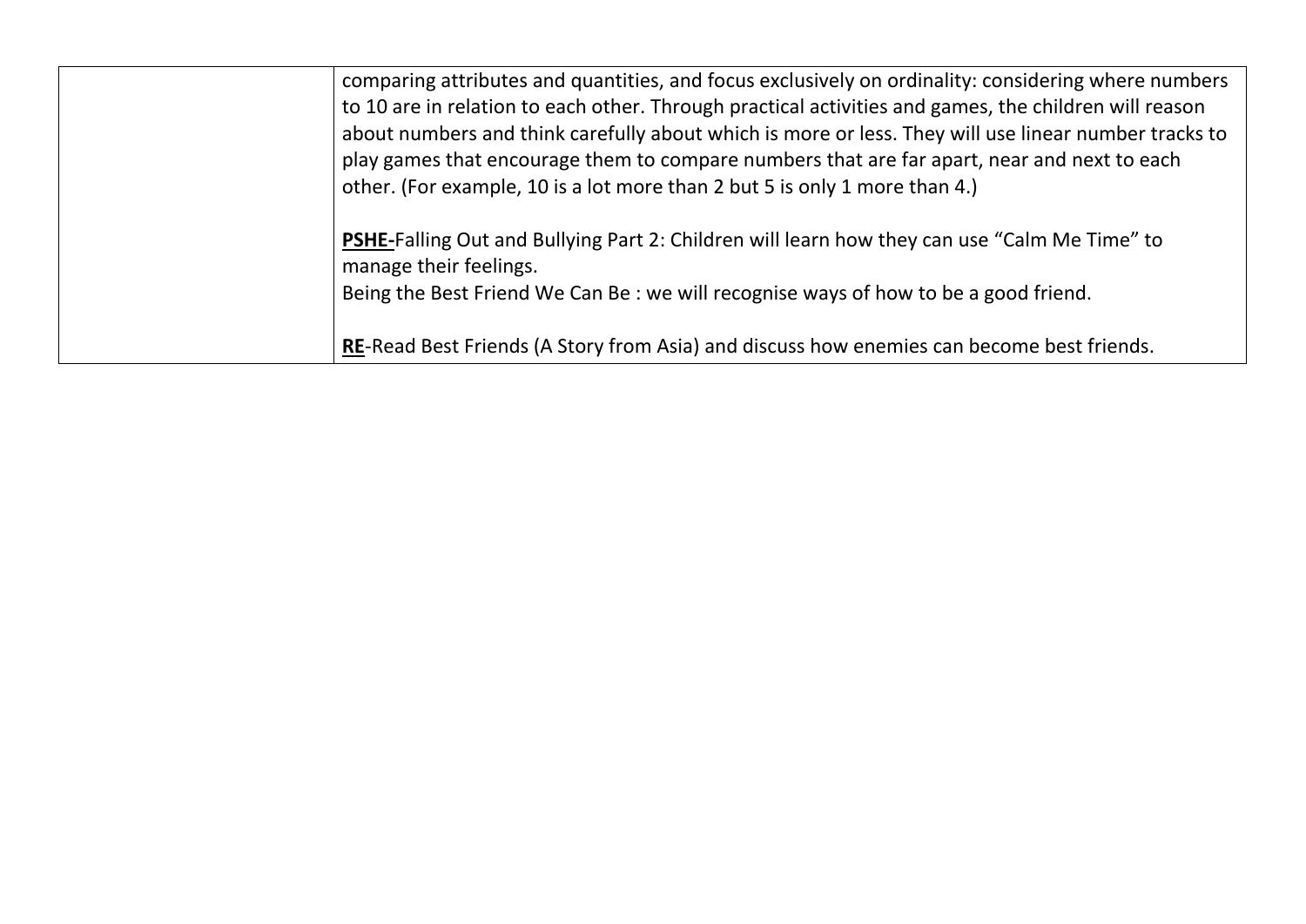| | |
|---|---|
| | comparing attributes and quantities, and focus exclusively on ordinality: considering where numbers to 10 are in relation to each other. Through practical activities and games, the children will reason about numbers and think carefully about which is more or less. They will use linear number tracks to play games that encourage them to compare numbers that are far apart, near and next to each other. (For example, 10 is a lot more than 2 but 5 is only 1 more than 4.)<br><br>**PSHE-**Falling Out and Bullying Part 2: Children will learn how they can use "Calm Me Time" to manage their feelings.<br>Being the Best Friend We Can Be : we will recognise ways of how to be a good friend.<br><br>**RE**-Read Best Friends (A Story from Asia) and discuss how enemies can become best friends. |